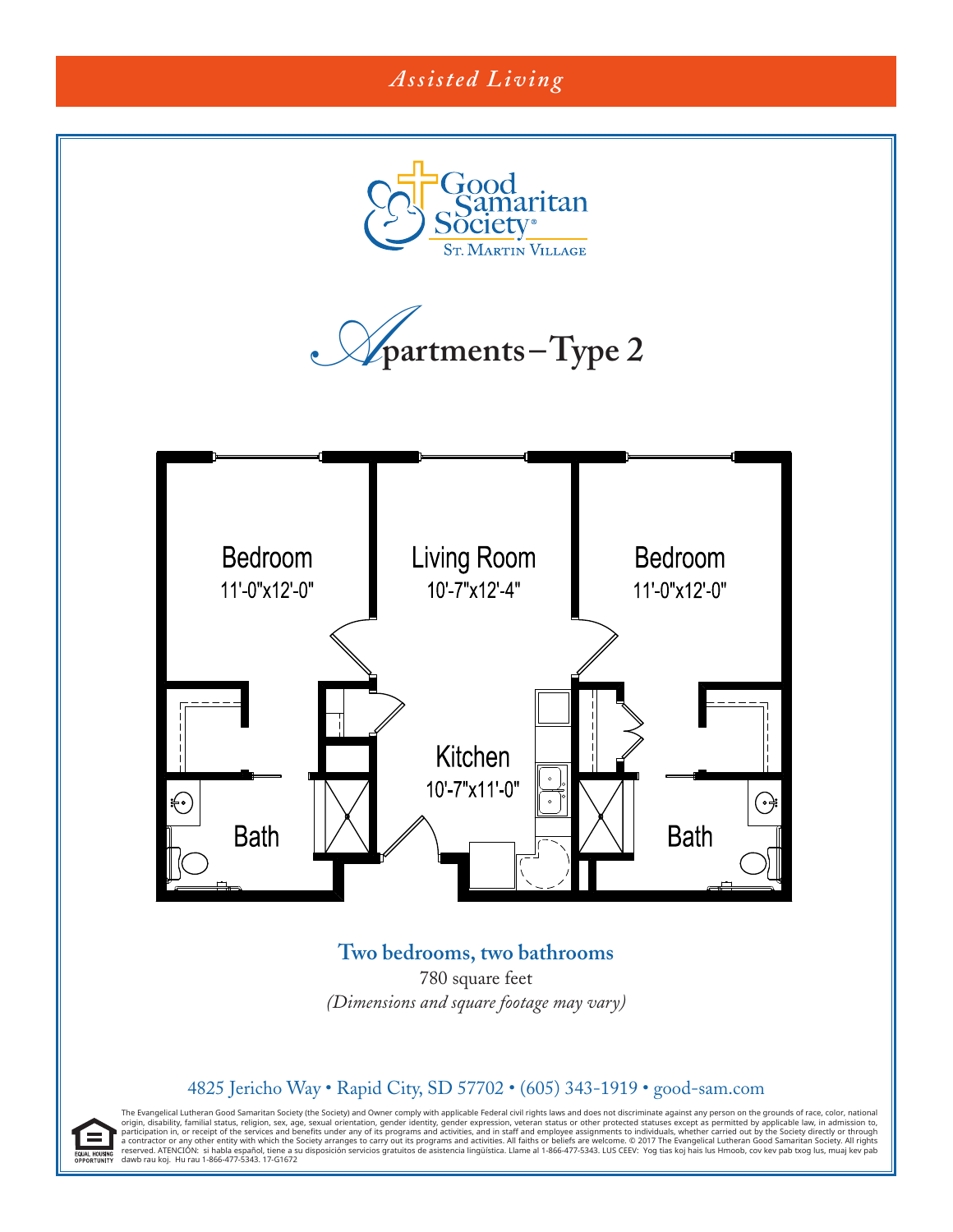*Assisted Living*

Good Samaritan Society

St. Martin Village

# Apartments – Type 2

Bedroom
11'-0"x12'-0"

Living Room
10'-7"x12'-4"

Bedroom
11'-0"x12'-0"

Kitchen
10'-7"x11'-0"

Bath

Bath

**Two bedrooms, two bathrooms**

780 square feet

*(Dimensions and square footage may vary)*

4825 Jericho Way • Rapid City, SD 57702 • (605) 343-1919 • good-sam.com

EQUAL HOUSING OPPORTUNITY

The Evangelical Lutheran Good Samaritan Society (the Society) and Owner comply with applicable Federal civil rights laws and does not discriminate against any person on the grounds of race, color, national origin, disability, familial status, religion, sex, age, sexual orientation, gender identity, gender expression, veteran status or other protected statuses except as permitted by applicable law, in admission to, participation in, or receipt of the services and benefits under any of its programs and activities, and in staff and employee assignments to individuals, whether carried out by the Society directly or through a contractor or any other entity with which the Society arranges to carry out its programs and activities. All faiths or beliefs are welcome. © 2017 The Evangelical Lutheran Good Samaritan Society. All rights reserved. ATENCIÓN: si habla español, tiene a su disposición servicios gratuitos de asistencia lingüística. Llame al 1-866-477-5343. LUS CEEV: Yog tias koj hais lus Hmoob, cov kev pab txog lus, muaj kev pab dawb rau koj. Hu rau 1-866-477-5343. 17-G1672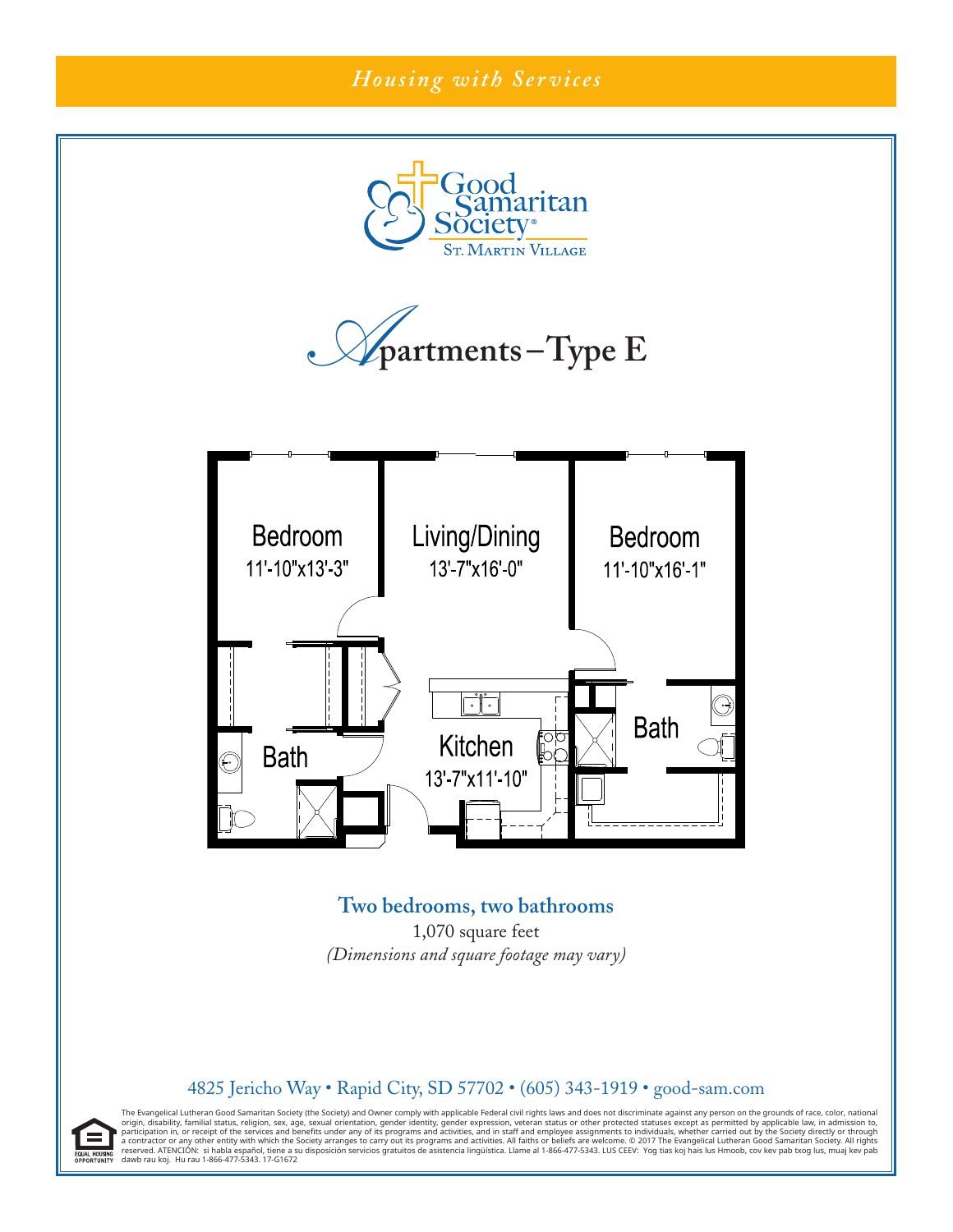*Housing with Services*

Good Samaritan Society®

St. Martin Village

# Apartments – Type E

Bedroom
11'-10"x13'-3"

Living/Dining
13'-7"x16'-0"

Bedroom
11'-10"x16'-1"

Bath

Kitchen
13'-7"x11'-10"

Bath

**Two bedrooms, two bathrooms**

1,070 square feet

*(Dimensions and square footage may vary)*

4825 Jericho Way • Rapid City, SD 57702 • (605) 343-1919 • good-sam.com

EQUAL HOUSING OPPORTUNITY

The Evangelical Lutheran Good Samaritan Society (the Society) and Owner comply with applicable Federal civil rights laws and does not discriminate against any person on the grounds of race, color, national origin, disability, familial status, religion, sex, age, sexual orientation, gender identity, gender expression, veteran status or other protected statuses except as permitted by applicable law, in admission to, participation in, or receipt of the services and benefits under any of its programs and activities, and in staff and employee assignments to individuals, whether carried out by the Society directly or through a contractor or any other entity with which the Society arranges to carry out its programs and activities. All faiths or beliefs are welcome. © 2017 The Evangelical Lutheran Good Samaritan Society. All rights reserved. ATENCIÓN: si habla español, tiene a su disposición servicios gratuitos de asistencia lingüística. Llame al 1-866-477-5343. LUS CEEV: Yog tias koj hais lus Hmoob, cov kev pab txog lus, muaj kev pab dawb rau koj. Hu rau 1-866-477-5343. 17-G1672